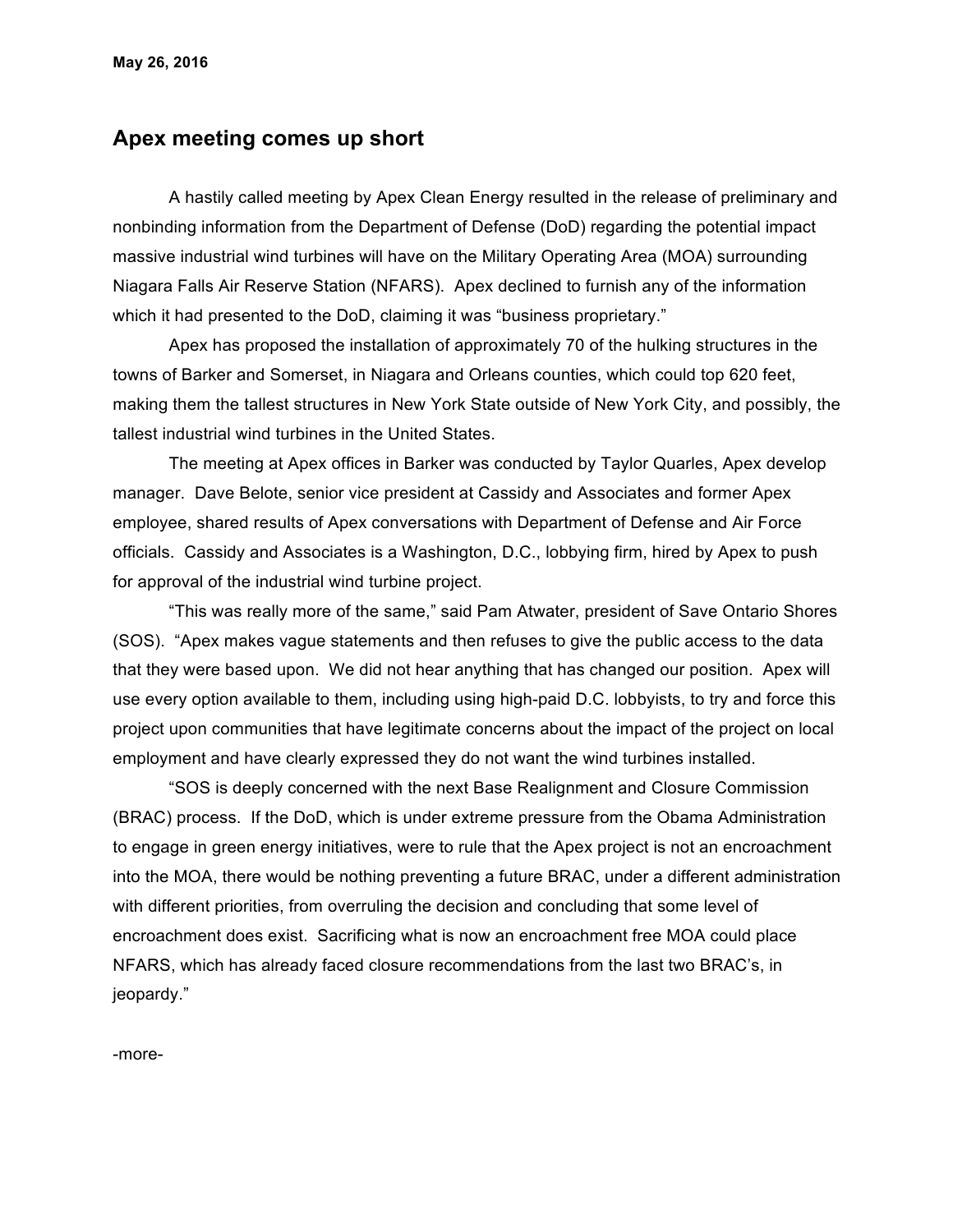**May 26, 2016**

## Apex meeting comes up short

A hastily called meeting by Apex Clean Energy resulted in the release of preliminary and nonbinding information from the Department of Defense (DoD) regarding the potential impact massive industrial wind turbines will have on the Military Operating Area (MOA) surrounding Niagara Falls Air Reserve Station (NFARS). Apex declined to furnish any of the information which it had presented to the DoD, claiming it was "business proprietary."

Apex has proposed the installation of approximately 70 of the hulking structures in the towns of Barker and Somerset, in Niagara and Orleans counties, which could top 620 feet, making them the tallest structures in New York State outside of New York City, and possibly, the tallest industrial wind turbines in the United States.

The meeting at Apex offices in Barker was conducted by Taylor Quarles, Apex develop manager. Dave Belote, senior vice president at Cassidy and Associates and former Apex employee, shared results of Apex conversations with Department of Defense and Air Force officials. Cassidy and Associates is a Washington, D.C., lobbying firm, hired by Apex to push for approval of the industrial wind turbine project.

"This was really more of the same," said Pam Atwater, president of Save Ontario Shores (SOS). "Apex makes vague statements and then refuses to give the public access to the data that they were based upon. We did not hear anything that has changed our position. Apex will use every option available to them, including using high-paid D.C. lobbyists, to try and force this project upon communities that have legitimate concerns about the impact of the project on local employment and have clearly expressed they do not want the wind turbines installed.

"SOS is deeply concerned with the next Base Realignment and Closure Commission (BRAC) process. If the DoD, which is under extreme pressure from the Obama Administration to engage in green energy initiatives, were to rule that the Apex project is not an encroachment into the MOA, there would be nothing preventing a future BRAC, under a different administration with different priorities, from overruling the decision and concluding that some level of encroachment does exist. Sacrificing what is now an encroachment free MOA could place NFARS, which has already faced closure recommendations from the last two BRAC's, in jeopardy."

-more-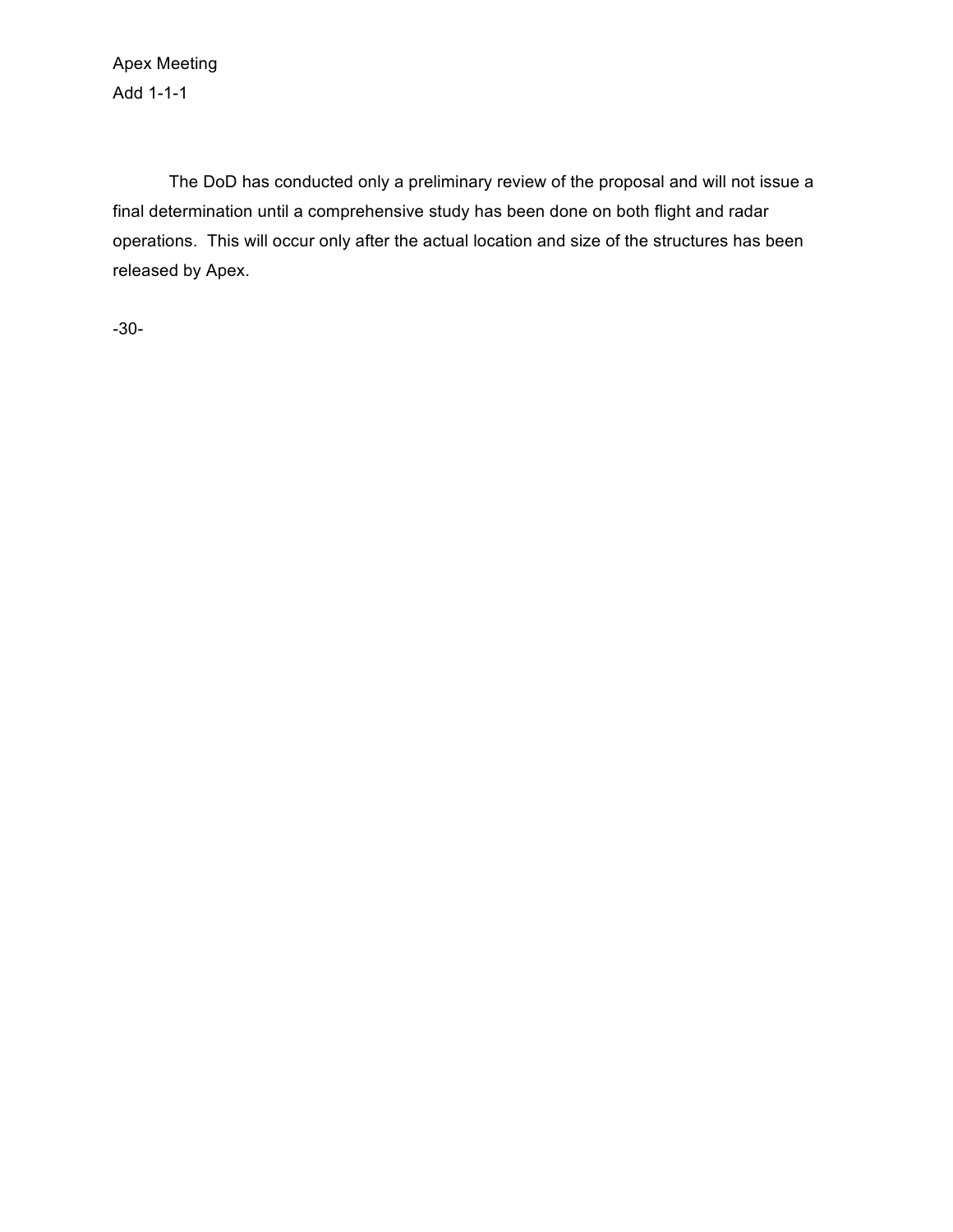The DoD has conducted only a preliminary review of the proposal and will not issue a final determination until a comprehensive study has been done on both flight and radar operations. This will occur only after the actual location and size of the structures has been released by Apex.

-30-